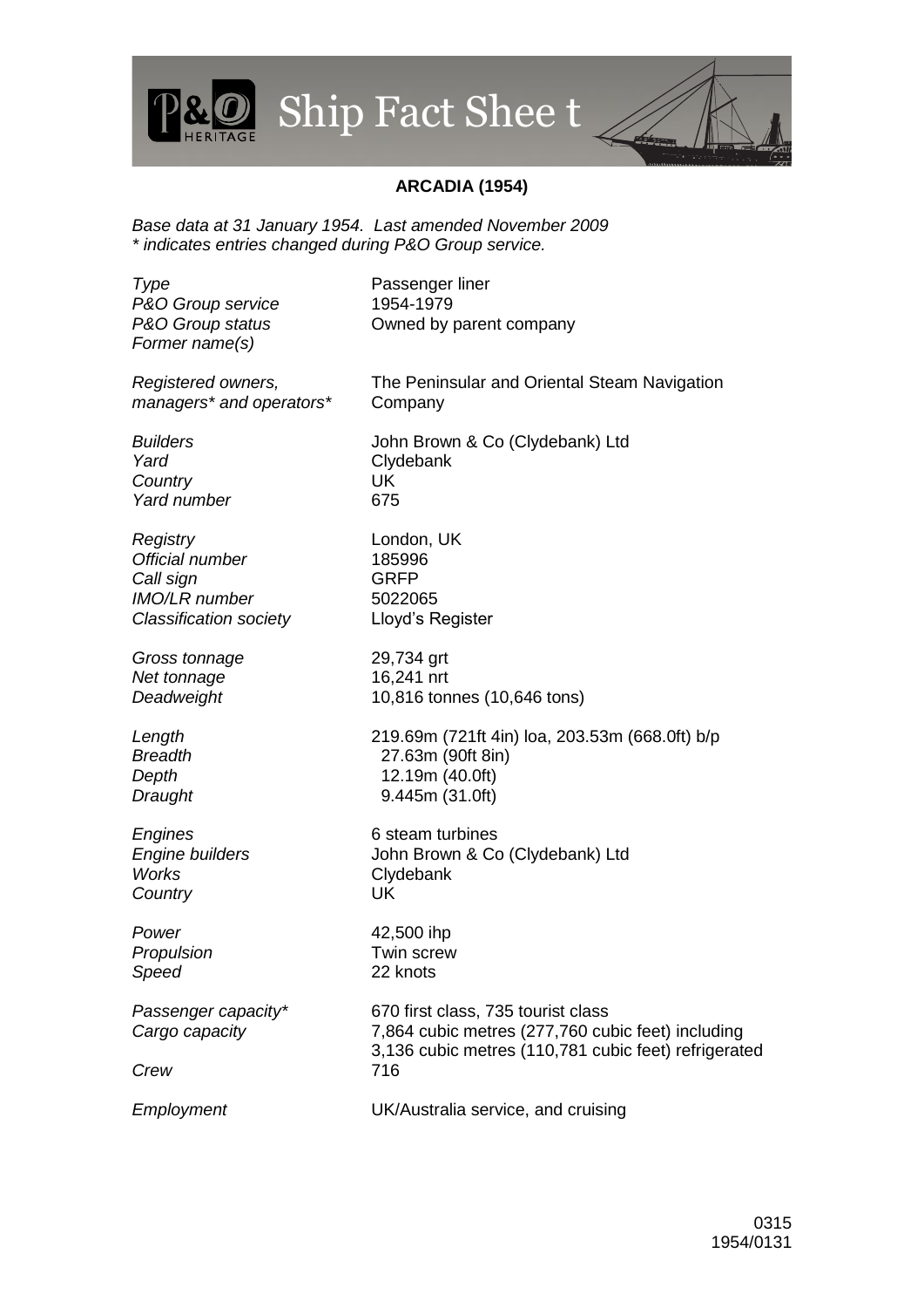# Ship Fact Sheet

## ARCADIA (1954)

*Base data at 31 January 1954. Last amended November 2009*
*\* indicates entries changed during P&O Group service.*

| | |
|---|---|
| *Type* | Passenger liner |
| *P&O Group service* | 1954-1979 |
| *P&O Group status* | Owned by parent company |
| *Former name(s)* | |
| *Registered owners, managers\* and operators\** | The Peninsular and Oriental Steam Navigation Company |
| *Builders* | John Brown & Co (Clydebank) Ltd |
| *Yard* | Clydebank |
| *Country* | UK |
| *Yard number* | 675 |
| *Registry* | London, UK |
| *Official number* | 185996 |
| *Call sign* | GRFP |
| *IMO/LR number* | 5022065 |
| *Classification society* | Lloyd's Register |
| *Gross tonnage* | 29,734 grt |
| *Net tonnage* | 16,241 nrt |
| *Deadweight* | 10,816 tonnes (10,646 tons) |
| *Length* | 219.69m (721ft 4in) loa, 203.53m (668.0ft) b/p |
| *Breadth* | 27.63m (90ft 8in) |
| *Depth* | 12.19m (40.0ft) |
| *Draught* | 9.445m (31.0ft) |
| *Engines* | 6 steam turbines |
| *Engine builders* | John Brown & Co (Clydebank) Ltd |
| *Works* | Clydebank |
| *Country* | UK |
| *Power* | 42,500 ihp |
| *Propulsion* | Twin screw |
| *Speed* | 22 knots |
| *Passenger capacity\** | 670 first class, 735 tourist class |
| *Cargo capacity* | 7,864 cubic metres (277,760 cubic feet) including 3,136 cubic metres (110,781 cubic feet) refrigerated |
| *Crew* | 716 |
| *Employment* | UK/Australia service, and cruising |

0315
1954/0131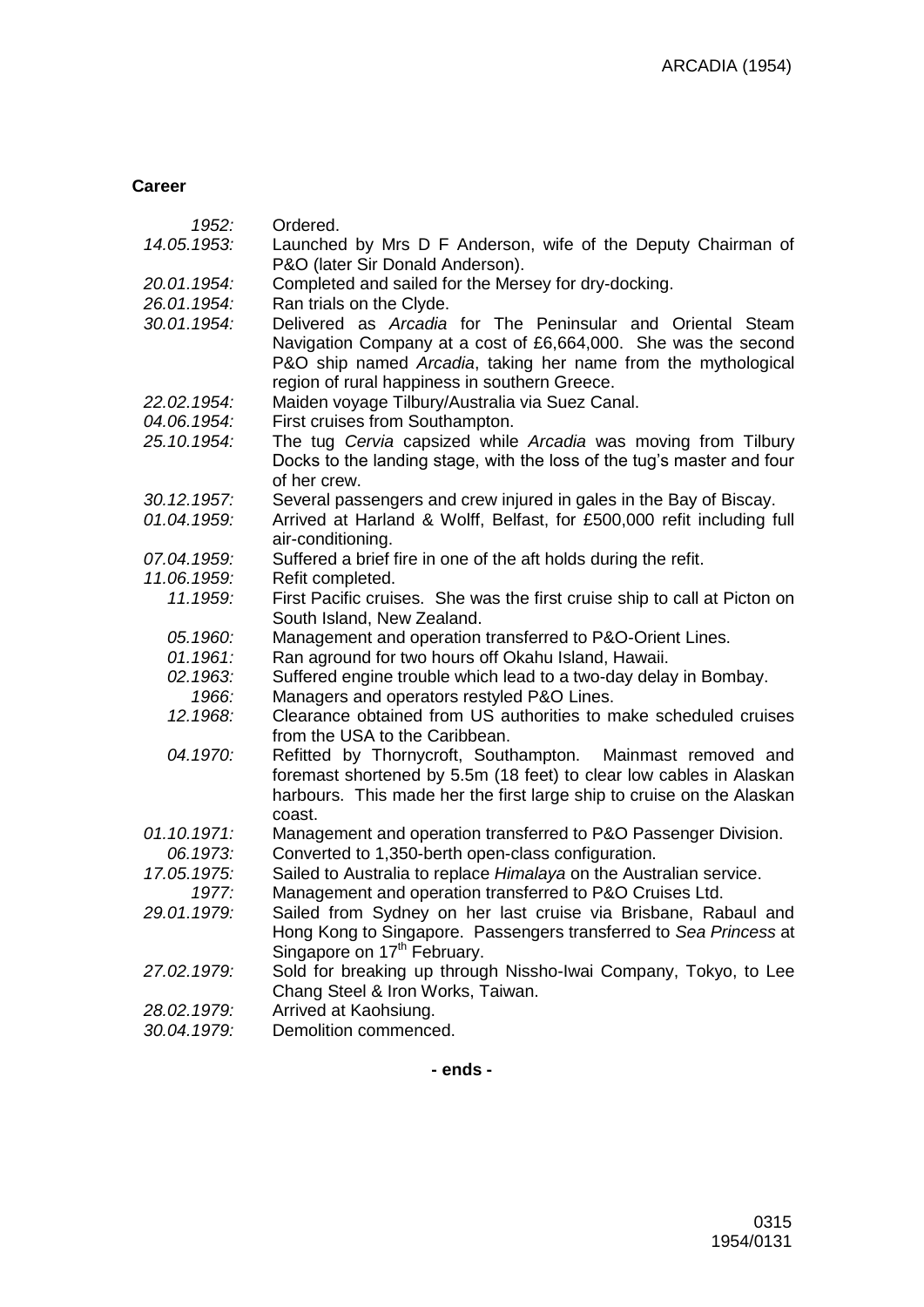**Career**

| | |
|---|---|
| *1952:* | Ordered. |
| *14.05.1953:* | Launched by Mrs D F Anderson, wife of the Deputy Chairman of P&O (later Sir Donald Anderson). |
| *20.01.1954:* | Completed and sailed for the Mersey for dry-docking. |
| *26.01.1954:* | Ran trials on the Clyde. |
| *30.01.1954:* | Delivered as *Arcadia* for The Peninsular and Oriental Steam Navigation Company at a cost of £6,664,000. She was the second P&O ship named *Arcadia*, taking her name from the mythological region of rural happiness in southern Greece. |
| *22.02.1954:* | Maiden voyage Tilbury/Australia via Suez Canal. |
| *04.06.1954:* | First cruises from Southampton. |
| *25.10.1954:* | The tug *Cervia* capsized while *Arcadia* was moving from Tilbury Docks to the landing stage, with the loss of the tug's master and four of her crew. |
| *30.12.1957:* | Several passengers and crew injured in gales in the Bay of Biscay. |
| *01.04.1959:* | Arrived at Harland & Wolff, Belfast, for £500,000 refit including full air-conditioning. |
| *07.04.1959:* | Suffered a brief fire in one of the aft holds during the refit. |
| *11.06.1959:* | Refit completed. |
| *11.1959:* | First Pacific cruises. She was the first cruise ship to call at Picton on South Island, New Zealand. |
| *05.1960:* | Management and operation transferred to P&O-Orient Lines. |
| *01.1961:* | Ran aground for two hours off Okahu Island, Hawaii. |
| *02.1963:* | Suffered engine trouble which lead to a two-day delay in Bombay. |
| *1966:* | Managers and operators restyled P&O Lines. |
| *12.1968:* | Clearance obtained from US authorities to make scheduled cruises from the USA to the Caribbean. |
| *04.1970:* | Refitted by Thornycroft, Southampton. Mainmast removed and foremast shortened by 5.5m (18 feet) to clear low cables in Alaskan harbours. This made her the first large ship to cruise on the Alaskan coast. |
| *01.10.1971:* | Management and operation transferred to P&O Passenger Division. |
| *06.1973:* | Converted to 1,350-berth open-class configuration. |
| *17.05.1975:* | Sailed to Australia to replace *Himalaya* on the Australian service. |
| *1977:* | Management and operation transferred to P&O Cruises Ltd. |
| *29.01.1979:* | Sailed from Sydney on her last cruise via Brisbane, Rabaul and Hong Kong to Singapore. Passengers transferred to *Sea Princess* at Singapore on 17th February. |
| *27.02.1979:* | Sold for breaking up through Nissho-Iwai Company, Tokyo, to Lee Chang Steel & Iron Works, Taiwan. |
| *28.02.1979:* | Arrived at Kaohsiung. |
| *30.04.1979:* | Demolition commenced. |

**- ends -**

0315
1954/0131